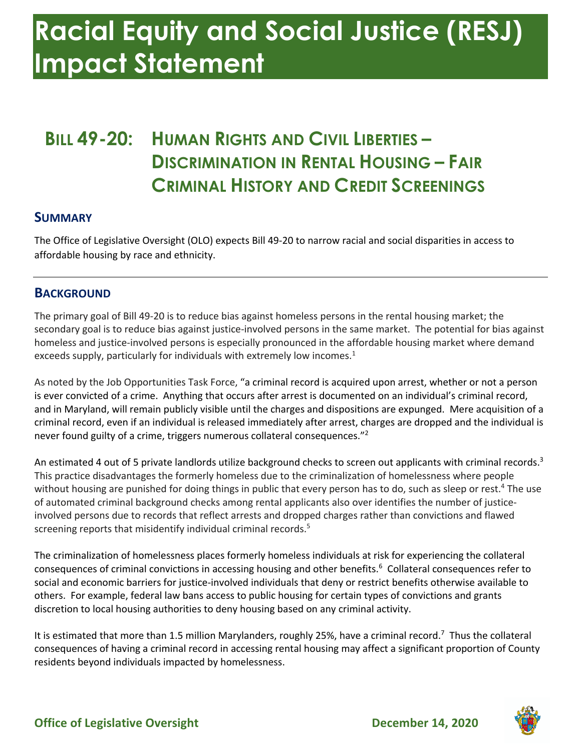# Racial Equity and Social Justice (RESJ) Impact Statement

## BILL 49-20: HUMAN RIGHTS AND CIVIL LIBERTIES – DISCRIMINATION IN RENTAL HOUSING – FAIR CRIMINAL HISTORY AND CREDIT SCREENINGS

### SUMMARY

The Office of Legislative Oversight (OLO) expects Bill 49-20 to narrow racial and social disparities in access to affordable housing by race and ethnicity.

### BACKGROUND

The primary goal of Bill 49-20 is to reduce bias against homeless persons in the rental housing market; the secondary goal is to reduce bias against justice-involved persons in the same market. The potential for bias against homeless and justice-involved persons is especially pronounced in the affordable housing market where demand exceeds supply, particularly for individuals with extremely low incomes.[1]

As noted by the Job Opportunities Task Force, "a criminal record is acquired upon arrest, whether or not a person is ever convicted of a crime. Anything that occurs after arrest is documented on an individual's criminal record, and in Maryland, will remain publicly visible until the charges and dispositions are expunged. Mere acquisition of a criminal record, even if an individual is released immediately after arrest, charges are dropped and the individual is never found guilty of a crime, triggers numerous collateral consequences."[2]

An estimated 4 out of 5 private landlords utilize background checks to screen out applicants with criminal records.[3] This practice disadvantages the formerly homeless due to the criminalization of homelessness where people without housing are punished for doing things in public that every person has to do, such as sleep or rest.[4] The use of automated criminal background checks among rental applicants also over identifies the number of justice-involved persons due to records that reflect arrests and dropped charges rather than convictions and flawed screening reports that misidentify individual criminal records.[5]

The criminalization of homelessness places formerly homeless individuals at risk for experiencing the collateral consequences of criminal convictions in accessing housing and other benefits.[6] Collateral consequences refer to social and economic barriers for justice-involved individuals that deny or restrict benefits otherwise available to others. For example, federal law bans access to public housing for certain types of convictions and grants discretion to local housing authorities to deny housing based on any criminal activity.

It is estimated that more than 1.5 million Marylanders, roughly 25%, have a criminal record.[7] Thus the collateral consequences of having a criminal record in accessing rental housing may affect a significant proportion of County residents beyond individuals impacted by homelessness.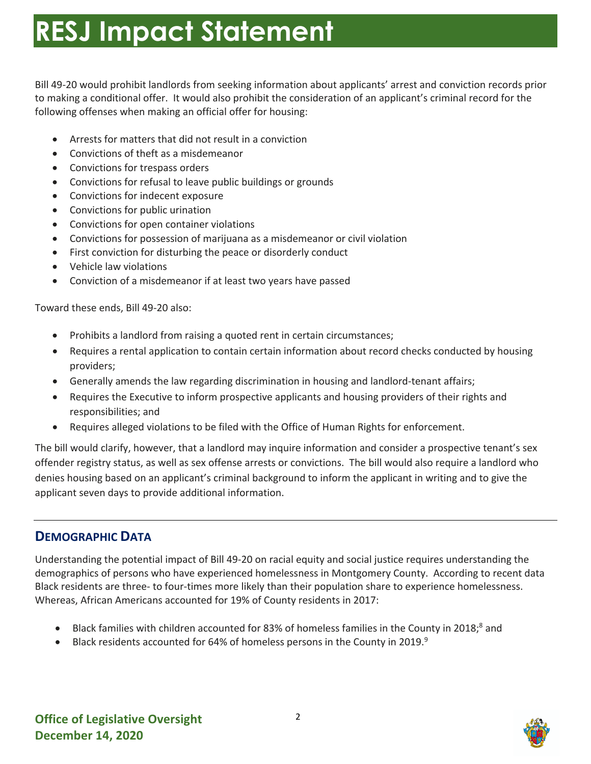# RESJ Impact Statement

Bill 49-20 would prohibit landlords from seeking information about applicants' arrest and conviction records prior to making a conditional offer. It would also prohibit the consideration of an applicant's criminal record for the following offenses when making an official offer for housing:

- Arrests for matters that did not result in a conviction
- Convictions of theft as a misdemeanor
- Convictions for trespass orders
- Convictions for refusal to leave public buildings or grounds
- Convictions for indecent exposure
- Convictions for public urination
- Convictions for open container violations
- Convictions for possession of marijuana as a misdemeanor or civil violation
- First conviction for disturbing the peace or disorderly conduct
- Vehicle law violations
- Conviction of a misdemeanor if at least two years have passed

Toward these ends, Bill 49-20 also:

- Prohibits a landlord from raising a quoted rent in certain circumstances;
- Requires a rental application to contain certain information about record checks conducted by housing providers;
- Generally amends the law regarding discrimination in housing and landlord-tenant affairs;
- Requires the Executive to inform prospective applicants and housing providers of their rights and responsibilities; and
- Requires alleged violations to be filed with the Office of Human Rights for enforcement.

The bill would clarify, however, that a landlord may inquire information and consider a prospective tenant's sex offender registry status, as well as sex offense arrests or convictions. The bill would also require a landlord who denies housing based on an applicant's criminal background to inform the applicant in writing and to give the applicant seven days to provide additional information.

## DEMOGRAPHIC DATA

Understanding the potential impact of Bill 49-20 on racial equity and social justice requires understanding the demographics of persons who have experienced homelessness in Montgomery County. According to recent data Black residents are three- to four-times more likely than their population share to experience homelessness. Whereas, African Americans accounted for 19% of County residents in 2017:

- Black families with children accounted for 83% of homeless families in the County in 2018;[8] and
- Black residents accounted for 64% of homeless persons in the County in 2019.[9]

**Office of Legislative Oversight**
**December 14, 2020**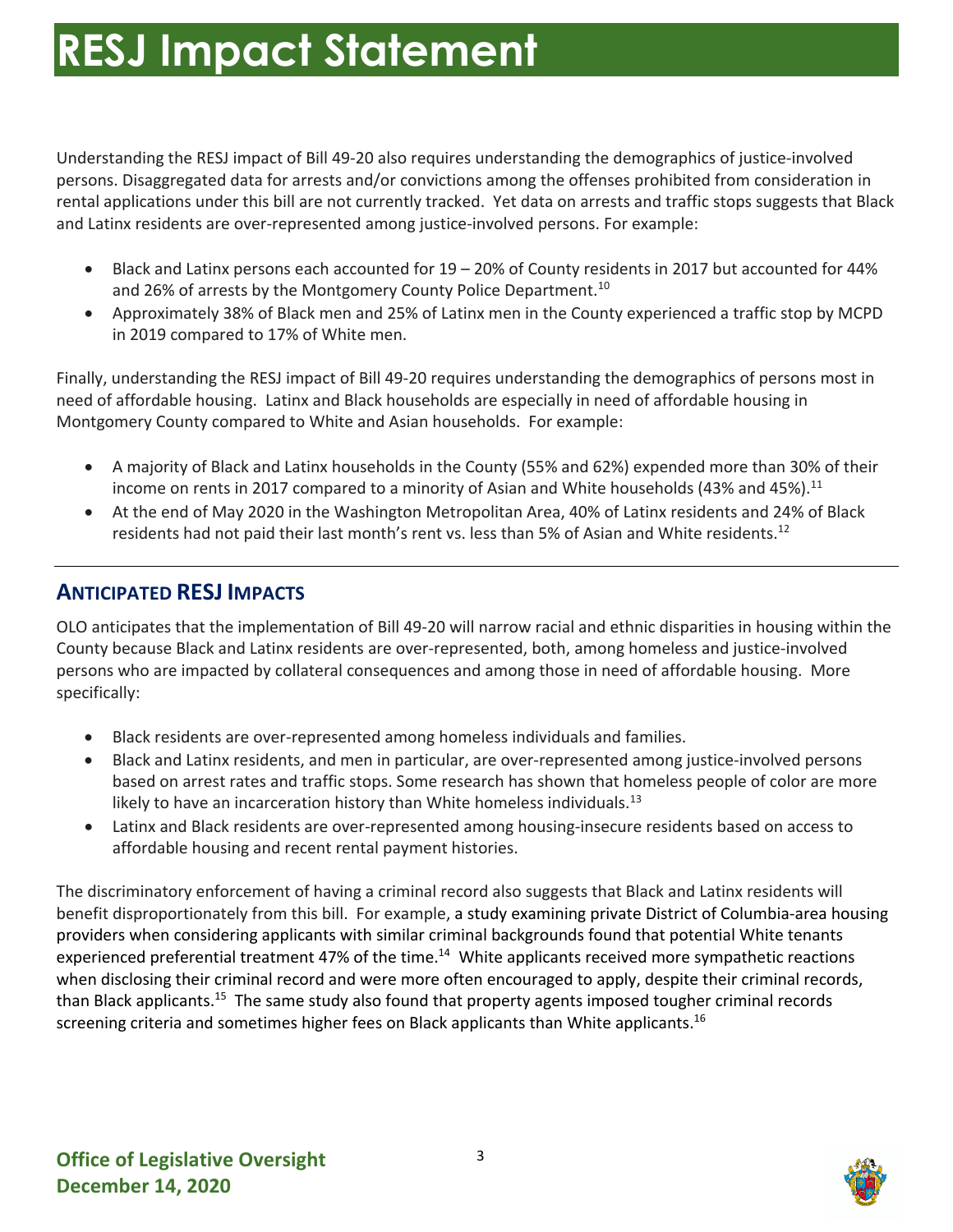Understanding the RESJ impact of Bill 49-20 also requires understanding the demographics of justice-involved persons. Disaggregated data for arrests and/or convictions among the offenses prohibited from consideration in rental applications under this bill are not currently tracked. Yet data on arrests and traffic stops suggests that Black and Latinx residents are over-represented among justice-involved persons. For example:

- Black and Latinx persons each accounted for 19 – 20% of County residents in 2017 but accounted for 44% and 26% of arrests by the Montgomery County Police Department.[10]
- Approximately 38% of Black men and 25% of Latinx men in the County experienced a traffic stop by MCPD in 2019 compared to 17% of White men.

Finally, understanding the RESJ impact of Bill 49-20 requires understanding the demographics of persons most in need of affordable housing. Latinx and Black households are especially in need of affordable housing in Montgomery County compared to White and Asian households. For example:

- A majority of Black and Latinx households in the County (55% and 62%) expended more than 30% of their income on rents in 2017 compared to a minority of Asian and White households (43% and 45%).[11]
- At the end of May 2020 in the Washington Metropolitan Area, 40% of Latinx residents and 24% of Black residents had not paid their last month's rent vs. less than 5% of Asian and White residents.[12]

---

## ANTICIPATED RESJ IMPACTS

OLO anticipates that the implementation of Bill 49-20 will narrow racial and ethnic disparities in housing within the County because Black and Latinx residents are over-represented, both, among homeless and justice-involved persons who are impacted by collateral consequences and among those in need of affordable housing. More specifically:

- Black residents are over-represented among homeless individuals and families.
- Black and Latinx residents, and men in particular, are over-represented among justice-involved persons based on arrest rates and traffic stops. Some research has shown that homeless people of color are more likely to have an incarceration history than White homeless individuals.[13]
- Latinx and Black residents are over-represented among housing-insecure residents based on access to affordable housing and recent rental payment histories.

The discriminatory enforcement of having a criminal record also suggests that Black and Latinx residents will benefit disproportionately from this bill. For example, a study examining private District of Columbia-area housing providers when considering applicants with similar criminal backgrounds found that potential White tenants experienced preferential treatment 47% of the time.[14] White applicants received more sympathetic reactions when disclosing their criminal record and were more often encouraged to apply, despite their criminal records, than Black applicants.[15] The same study also found that property agents imposed tougher criminal records screening criteria and sometimes higher fees on Black applicants than White applicants.[16]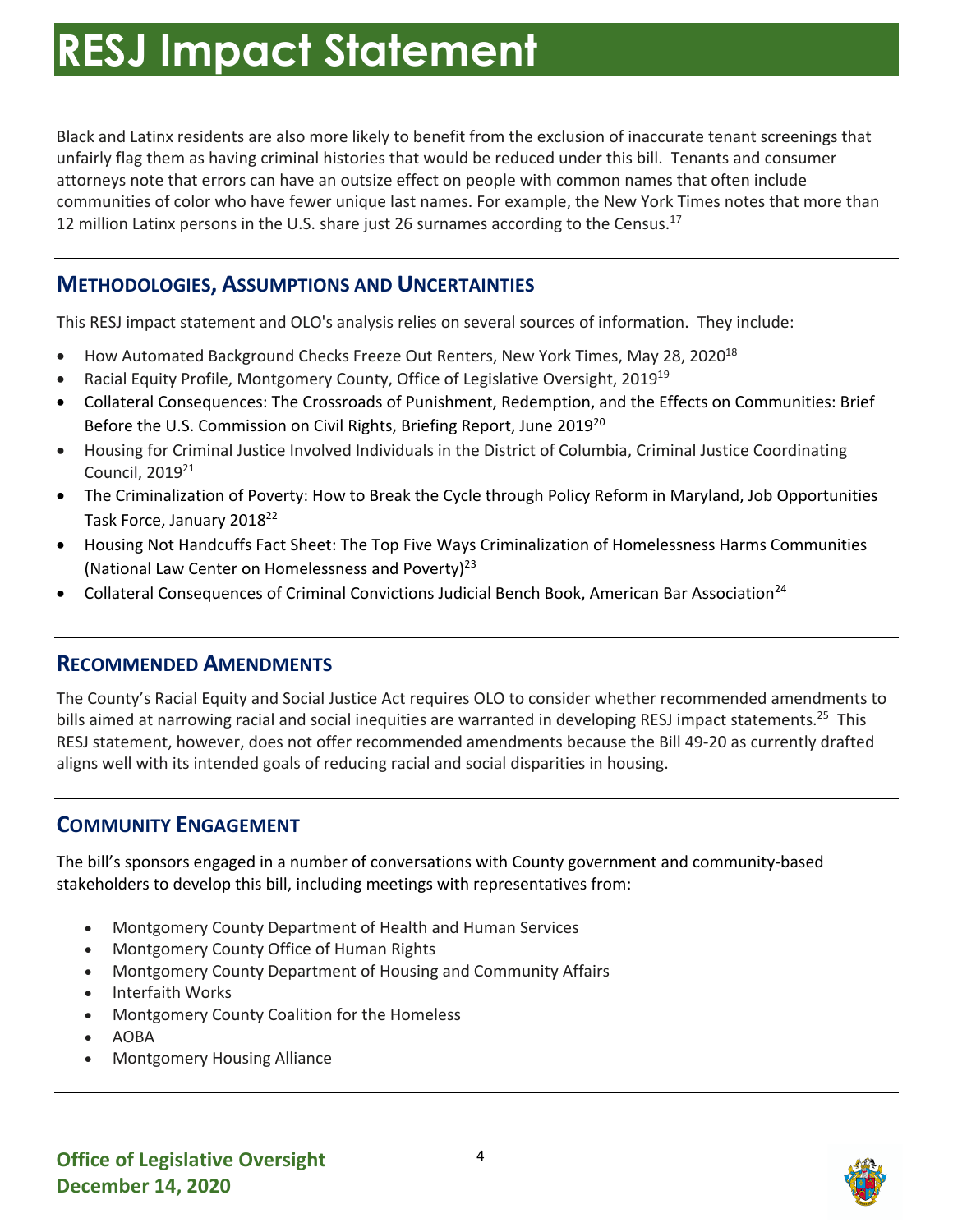Black and Latinx residents are also more likely to benefit from the exclusion of inaccurate tenant screenings that unfairly flag them as having criminal histories that would be reduced under this bill. Tenants and consumer attorneys note that errors can have an outsize effect on people with common names that often include communities of color who have fewer unique last names. For example, the New York Times notes that more than 12 million Latinx persons in the U.S. share just 26 surnames according to the Census.[17]

## METHODOLOGIES, ASSUMPTIONS AND UNCERTAINTIES

This RESJ impact statement and OLO's analysis relies on several sources of information. They include:

- How Automated Background Checks Freeze Out Renters, New York Times, May 28, 2020[18]
- Racial Equity Profile, Montgomery County, Office of Legislative Oversight, 2019[19]
- Collateral Consequences: The Crossroads of Punishment, Redemption, and the Effects on Communities: Brief Before the U.S. Commission on Civil Rights, Briefing Report, June 2019[20]
- Housing for Criminal Justice Involved Individuals in the District of Columbia, Criminal Justice Coordinating Council, 2019[21]
- The Criminalization of Poverty: How to Break the Cycle through Policy Reform in Maryland, Job Opportunities Task Force, January 2018[22]
- Housing Not Handcuffs Fact Sheet: The Top Five Ways Criminalization of Homelessness Harms Communities (National Law Center on Homelessness and Poverty)[23]
- Collateral Consequences of Criminal Convictions Judicial Bench Book, American Bar Association[24]

## RECOMMENDED AMENDMENTS

The County's Racial Equity and Social Justice Act requires OLO to consider whether recommended amendments to bills aimed at narrowing racial and social inequities are warranted in developing RESJ impact statements.[25] This RESJ statement, however, does not offer recommended amendments because the Bill 49-20 as currently drafted aligns well with its intended goals of reducing racial and social disparities in housing.

## COMMUNITY ENGAGEMENT

The bill's sponsors engaged in a number of conversations with County government and community-based stakeholders to develop this bill, including meetings with representatives from:

- Montgomery County Department of Health and Human Services
- Montgomery County Office of Human Rights
- Montgomery County Department of Housing and Community Affairs
- Interfaith Works
- Montgomery County Coalition for the Homeless
- AOBA
- Montgomery Housing Alliance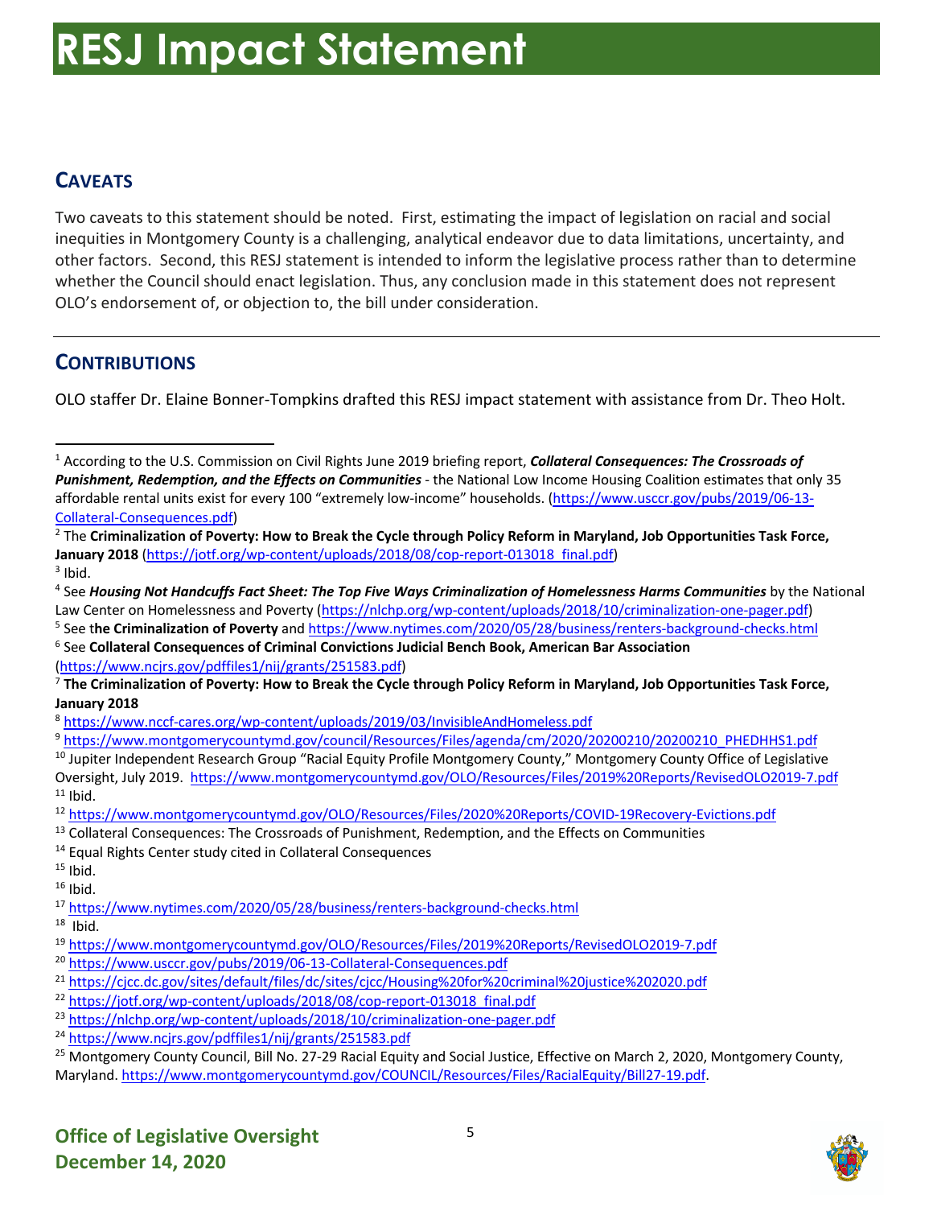## CAVEATS

Two caveats to this statement should be noted. First, estimating the impact of legislation on racial and social inequities in Montgomery County is a challenging, analytical endeavor due to data limitations, uncertainty, and other factors. Second, this RESJ statement is intended to inform the legislative process rather than to determine whether the Council should enact legislation. Thus, any conclusion made in this statement does not represent OLO's endorsement of, or objection to, the bill under consideration.

## CONTRIBUTIONS

OLO staffer Dr. Elaine Bonner-Tompkins drafted this RESJ impact statement with assistance from Dr. Theo Holt.

---

[1] According to the U.S. Commission on Civil Rights June 2019 briefing report, ***Collateral Consequences: The Crossroads of Punishment, Redemption, and the Effects on Communities*** - the National Low Income Housing Coalition estimates that only 35 affordable rental units exist for every 100 "extremely low-income" households. (https://www.usccr.gov/pubs/2019/06-13-Collateral-Consequences.pdf)

[2] The **Criminalization of Poverty: How to Break the Cycle through Policy Reform in Maryland, Job Opportunities Task Force, January 2018** (https://jotf.org/wp-content/uploads/2018/08/cop-report-013018_final.pdf)

[3] Ibid.

[4] See ***Housing Not Handcuffs Fact Sheet: The Top Five Ways Criminalization of Homelessness Harms Communities*** by the National Law Center on Homelessness and Poverty (https://nlchp.org/wp-content/uploads/2018/10/criminalization-one-pager.pdf)

[5] See t**he Criminalization of Poverty** and https://www.nytimes.com/2020/05/28/business/renters-background-checks.html

[6] See **Collateral Consequences of Criminal Convictions Judicial Bench Book, American Bar Association** (https://www.ncjrs.gov/pdffiles1/nij/grants/251583.pdf)

[7] **The Criminalization of Poverty: How to Break the Cycle through Policy Reform in Maryland, Job Opportunities Task Force, January 2018**

[8] https://www.nccf-cares.org/wp-content/uploads/2019/03/InvisibleAndHomeless.pdf

[9] https://www.montgomerycountymd.gov/council/Resources/Files/agenda/cm/2020/20200210/20200210_PHEDHHS1.pdf

[10] Jupiter Independent Research Group "Racial Equity Profile Montgomery County," Montgomery County Office of Legislative Oversight, July 2019. https://www.montgomerycountymd.gov/OLO/Resources/Files/2019%20Reports/RevisedOLO2019-7.pdf

[11] Ibid.

[12] https://www.montgomerycountymd.gov/OLO/Resources/Files/2020%20Reports/COVID-19Recovery-Evictions.pdf

[13] Collateral Consequences: The Crossroads of Punishment, Redemption, and the Effects on Communities

[14] Equal Rights Center study cited in Collateral Consequences

[15] Ibid.

[16] Ibid.

[17] https://www.nytimes.com/2020/05/28/business/renters-background-checks.html

[18] Ibid.

[19] https://www.montgomerycountymd.gov/OLO/Resources/Files/2019%20Reports/RevisedOLO2019-7.pdf

[20] https://www.usccr.gov/pubs/2019/06-13-Collateral-Consequences.pdf

[21] https://cjcc.dc.gov/sites/default/files/dc/sites/cjcc/Housing%20for%20criminal%20justice%202020.pdf

[22] https://jotf.org/wp-content/uploads/2018/08/cop-report-013018_final.pdf

[23] https://nlchp.org/wp-content/uploads/2018/10/criminalization-one-pager.pdf

[24] https://www.ncjrs.gov/pdffiles1/nij/grants/251583.pdf

[25] Montgomery County Council, Bill No. 27-29 Racial Equity and Social Justice, Effective on March 2, 2020, Montgomery County, Maryland. https://www.montgomerycountymd.gov/COUNCIL/Resources/Files/RacialEquity/Bill27-19.pdf.